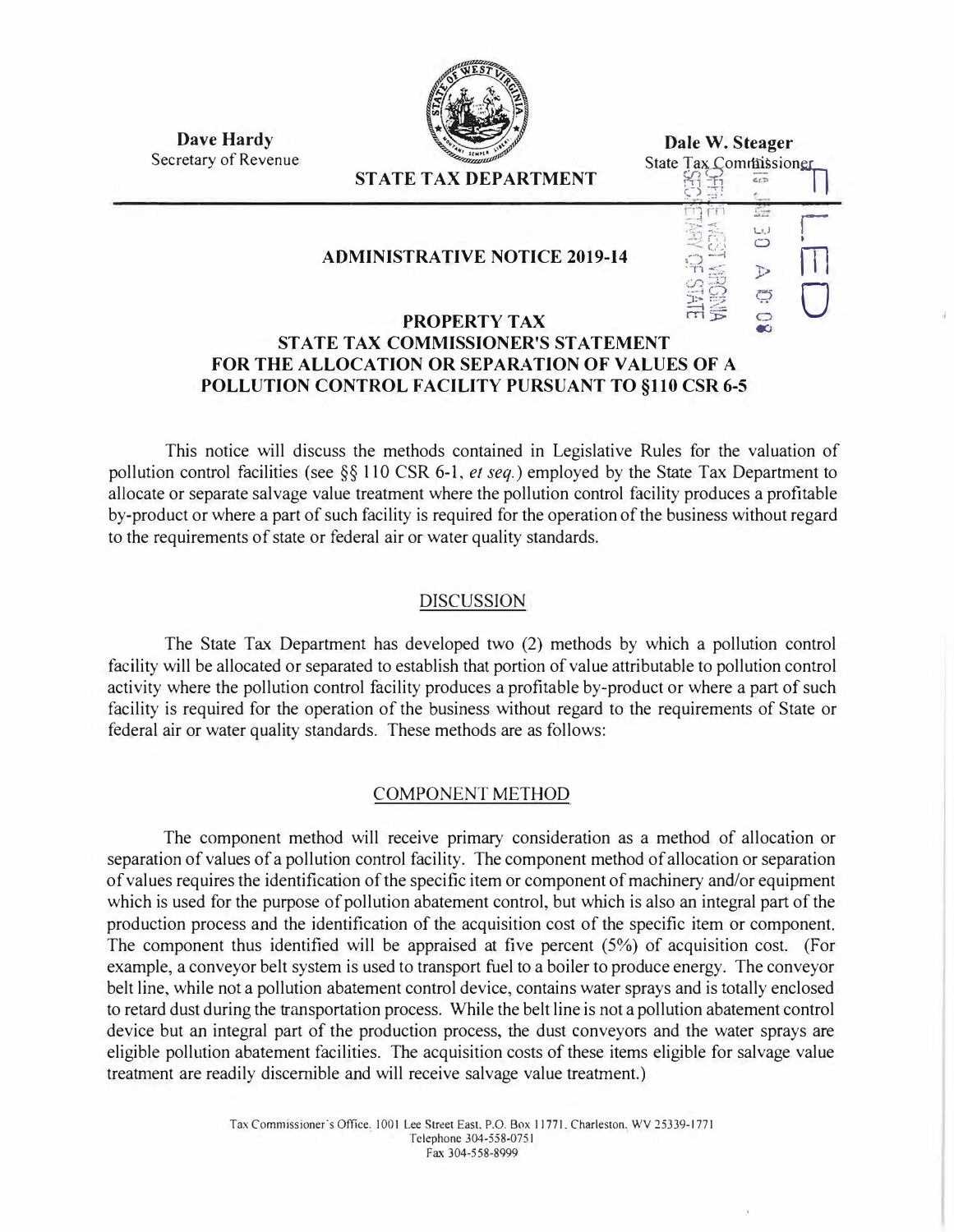**Dave Hardy**
Secretary of Revenue

**STATE TAX DEPARTMENT**

**Dale W. Steager**
State Tax Commissioner

# ADMINISTRATIVE NOTICE 2019-14

## PROPERTY TAX
## STATE TAX COMMISSIONER'S STATEMENT FOR THE ALLOCATION OR SEPARATION OF VALUES OF A POLLUTION CONTROL FACILITY PURSUANT TO §110 CSR 6-5

This notice will discuss the methods contained in Legislative Rules for the valuation of pollution control facilities (see §§ 110 CSR 6-1, *et seq.*) employed by the State Tax Department to allocate or separate salvage value treatment where the pollution control facility produces a profitable by-product or where a part of such facility is required for the operation of the business without regard to the requirements of state or federal air or water quality standards.

## DISCUSSION

The State Tax Department has developed two (2) methods by which a pollution control facility will be allocated or separated to establish that portion of value attributable to pollution control activity where the pollution control facility produces a profitable by-product or where a part of such facility is required for the operation of the business without regard to the requirements of State or federal air or water quality standards. These methods are as follows:

## COMPONENT METHOD

The component method will receive primary consideration as a method of allocation or separation of values of a pollution control facility. The component method of allocation or separation of values requires the identification of the specific item or component of machinery and/or equipment which is used for the purpose of pollution abatement control, but which is also an integral part of the production process and the identification of the acquisition cost of the specific item or component. The component thus identified will be appraised at five percent (5%) of acquisition cost. (For example, a conveyor belt system is used to transport fuel to a boiler to produce energy. The conveyor belt line, while not a pollution abatement control device, contains water sprays and is totally enclosed to retard dust during the transportation process. While the belt line is not a pollution abatement control device but an integral part of the production process, the dust conveyors and the water sprays are eligible pollution abatement facilities. The acquisition costs of these items eligible for salvage value treatment are readily discernible and will receive salvage value treatment.)

Tax Commissioner's Office, 1001 Lee Street East, P.O. Box 11771, Charleston, WV 25339-1771
Telephone 304-558-0751
Fax 304-558-8999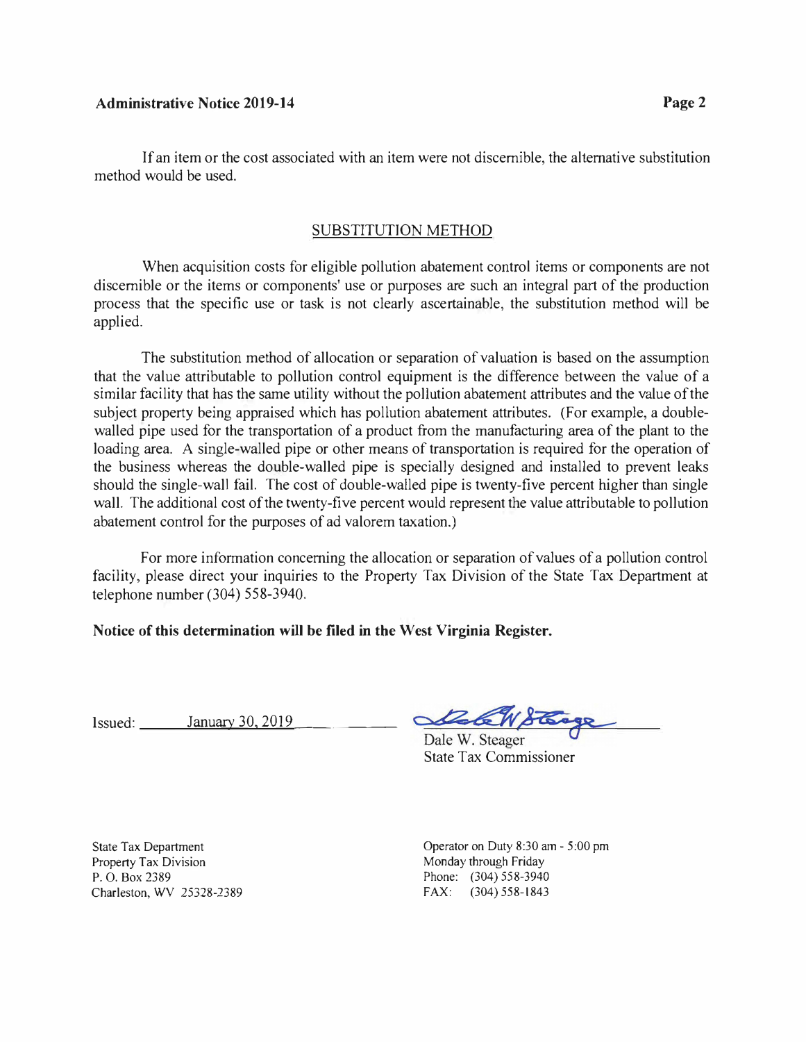If an item or the cost associated with an item were not discernible, the alternative substitution method would be used.

## SUBSTITUTION METHOD

When acquisition costs for eligible pollution abatement control items or components are not discernible or the items or components' use or purposes are such an integral part of the production process that the specific use or task is not clearly ascertainable, the substitution method will be applied.

The substitution method of allocation or separation of valuation is based on the assumption that the value attributable to pollution control equipment is the difference between the value of a similar facility that has the same utility without the pollution abatement attributes and the value of the subject property being appraised which has pollution abatement attributes. (For example, a double-walled pipe used for the transportation of a product from the manufacturing area of the plant to the loading area. A single-walled pipe or other means of transportation is required for the operation of the business whereas the double-walled pipe is specially designed and installed to prevent leaks should the single-wall fail. The cost of double-walled pipe is twenty-five percent higher than single wall. The additional cost of the twenty-five percent would represent the value attributable to pollution abatement control for the purposes of ad valorem taxation.)

For more information concerning the allocation or separation of values of a pollution control facility, please direct your inquiries to the Property Tax Division of the State Tax Department at telephone number (304) 558-3940.

**Notice of this determination will be filed in the West Virginia Register.**

Issued: January 30, 2019

Dale W. Steager
State Tax Commissioner

State Tax Department
Property Tax Division
P. O. Box 2389
Charleston, WV 25328-2389

Operator on Duty 8:30 am - 5:00 pm
Monday through Friday
Phone: (304) 558-3940
FAX: (304) 558-1843